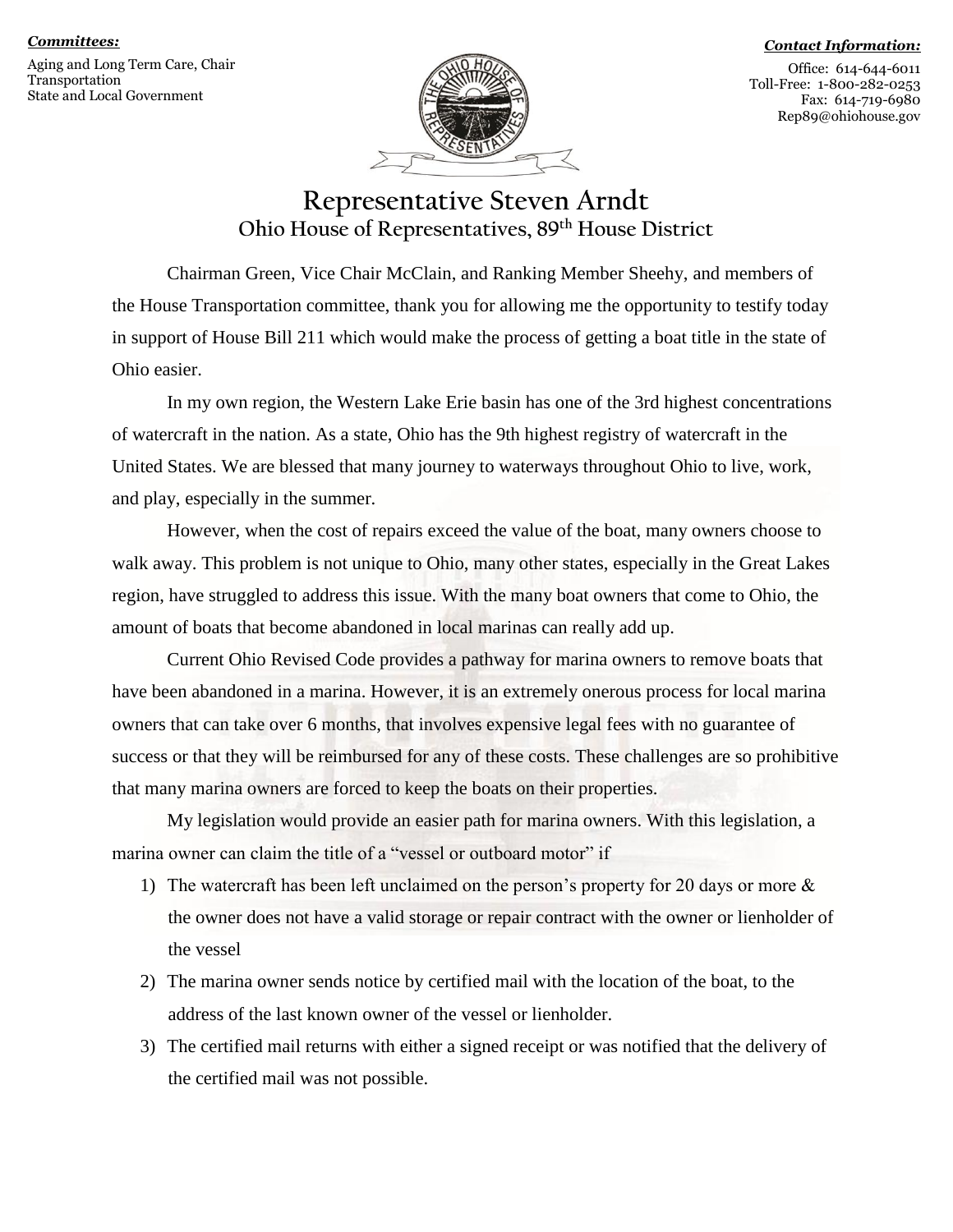***Committees:***

Aging and Long Term Care, Chair
Transportation
State and Local Government

***Contact Information:***

Office: 614-644-6011
Toll-Free: 1-800-282-0253
Fax: 614-719-6980
Rep89@ohiohouse.gov

# Representative Steven Arndt

## Ohio House of Representatives, 89th House District

Chairman Green, Vice Chair McClain, and Ranking Member Sheehy, and members of the House Transportation committee, thank you for allowing me the opportunity to testify today in support of House Bill 211 which would make the process of getting a boat title in the state of Ohio easier.

In my own region, the Western Lake Erie basin has one of the 3rd highest concentrations of watercraft in the nation. As a state, Ohio has the 9th highest registry of watercraft in the United States. We are blessed that many journey to waterways throughout Ohio to live, work, and play, especially in the summer.

However, when the cost of repairs exceed the value of the boat, many owners choose to walk away. This problem is not unique to Ohio, many other states, especially in the Great Lakes region, have struggled to address this issue. With the many boat owners that come to Ohio, the amount of boats that become abandoned in local marinas can really add up.

Current Ohio Revised Code provides a pathway for marina owners to remove boats that have been abandoned in a marina. However, it is an extremely onerous process for local marina owners that can take over 6 months, that involves expensive legal fees with no guarantee of success or that they will be reimbursed for any of these costs. These challenges are so prohibitive that many marina owners are forced to keep the boats on their properties.

My legislation would provide an easier path for marina owners. With this legislation, a marina owner can claim the title of a "vessel or outboard motor" if

1) The watercraft has been left unclaimed on the person's property for 20 days or more & the owner does not have a valid storage or repair contract with the owner or lienholder of the vessel
2) The marina owner sends notice by certified mail with the location of the boat, to the address of the last known owner of the vessel or lienholder.
3) The certified mail returns with either a signed receipt or was notified that the delivery of the certified mail was not possible.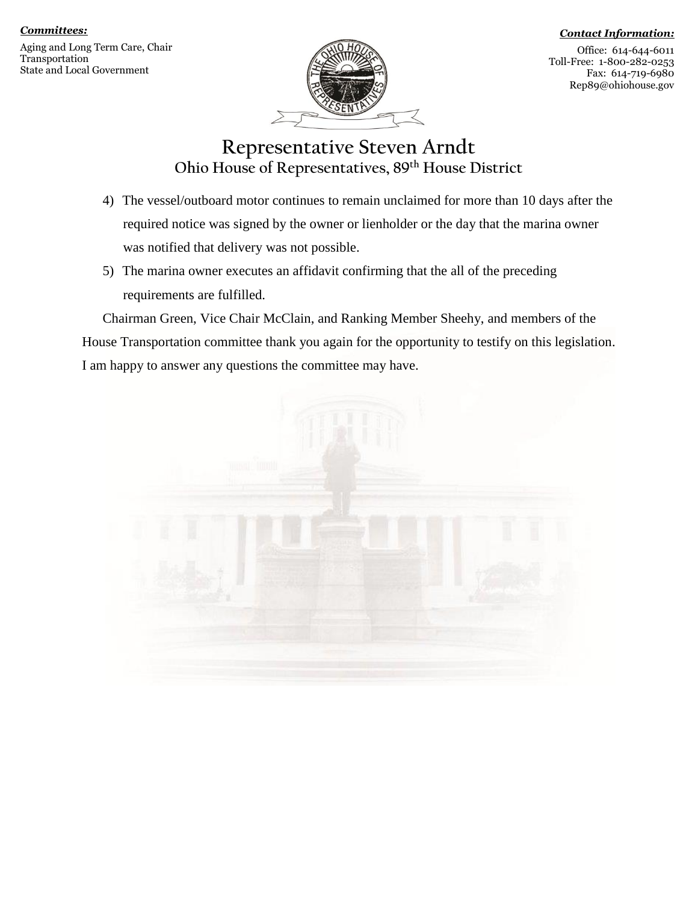**_Committees:_**

Aging and Long Term Care, Chair
Transportation
State and Local Government

**_Contact Information:_**

Office: 614-644-6011
Toll-Free: 1-800-282-0253
Fax: 614-719-6980
Rep89@ohiohouse.gov

# Representative Steven Arndt

## Ohio House of Representatives, 89th House District

4) The vessel/outboard motor continues to remain unclaimed for more than 10 days after the required notice was signed by the owner or lienholder or the day that the marina owner was notified that delivery was not possible.
5) The marina owner executes an affidavit confirming that the all of the preceding requirements are fulfilled.

Chairman Green, Vice Chair McClain, and Ranking Member Sheehy, and members of the House Transportation committee thank you again for the opportunity to testify on this legislation. I am happy to answer any questions the committee may have.